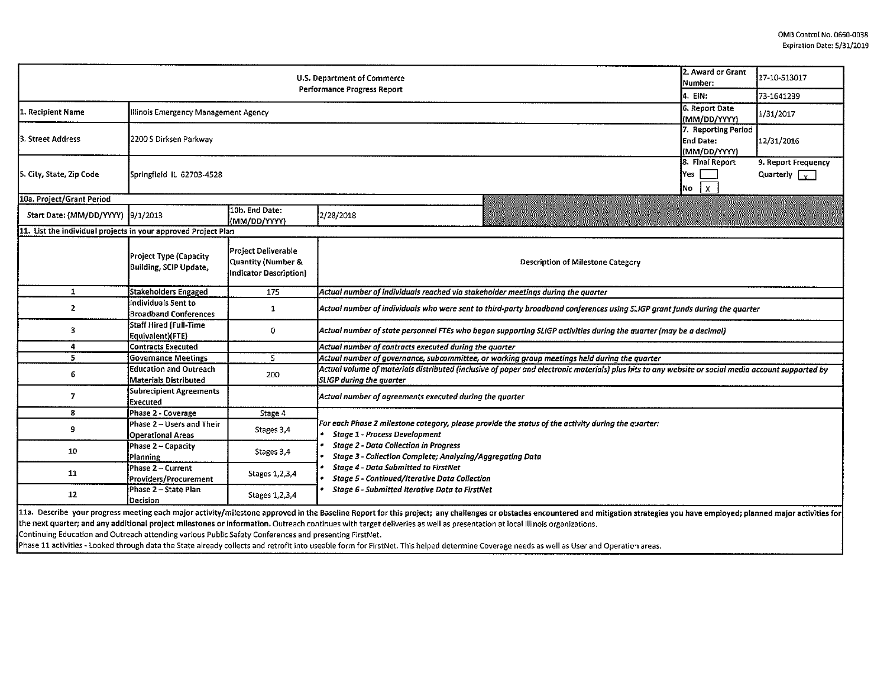OMB Control No. 0660-0038
Expiration Date: 5/31/2019

| U.S. Department of Commerce<br>Performance Progress Report | | | | 2. Award or Grant Number: | 17-10-513017 |
|---|---|---|---|---|---|
| | | | | 4. EIN: | 73-1641239 |
| 1. Recipient Name | Illinois Emergency Management Agency | | | 6. Report Date (MM/DD/YYYY) | 1/31/2017 |
| 3. Street Address | 2200 S Dirksen Parkway | | | 7. Reporting Period End Date: (MM/DD/YYYY) | 12/31/2016 |
| 5. City, State, Zip Code | Springfield IL 62703-4528 | | | 8. Final Report<br>Yes [ ]<br>No [X] | 9. Report Frequency<br>Quarterly [X] |
| 10a. Project/Grant Period | | | | | |
| Start Date: (MM/DD/YYYY) | 9/1/2013 | 10b. End Date: (MM/DD/YYYY) | 2/28/2018 | | |

11. List the individual projects in your approved Project Plan

| | Project Type (Capacity Building, SCIP Update, | Project Deliverable Quantity (Number & Indicator Description) | Description of Milestone Category |
|---|---|---|---|
| 1 | Stakeholders Engaged | 175 | *Actual number of individuals reached via stakeholder meetings during the quarter* |
| 2 | Individuals Sent to Broadband Conferences | 1 | *Actual number of individuals who were sent to third-party broadband conferences using SLIGP grant funds during the quarter* |
| 3 | Staff Hired (Full-Time Equivalent)(FTE) | 0 | *Actual number of state personnel FTEs who began supporting SLIGP activities during the quarter (may be a decimal)* |
| 4 | Contracts Executed | | *Actual number of contracts executed during the quarter* |
| 5 | Governance Meetings | 5 | *Actual number of governance, subcommittee, or working group meetings held during the quarter* |
| 6 | Education and Outreach Materials Distributed | 200 | *Actual volume of materials distributed (inclusive of paper and electronic materials) plus hits to any website or social media account supported by SLIGP during the quarter* |
| 7 | Subrecipient Agreements Executed | | *Actual number of agreements executed during the quarter* |
| 8 | Phase 2 - Coverage | Stage 4 | *For each Phase 2 milestone category, please provide the status of the activity during the quarter:*<br>• *Stage 1 - Process Development*<br>• *Stage 2 - Data Collection in Progress*<br>• *Stage 3 - Collection Complete; Analyzing/Aggregating Data*<br>• *Stage 4 - Data Submitted to FirstNet*<br>• *Stage 5 - Continued/Iterative Data Collection*<br>• *Stage 6 - Submitted Iterative Data to FirstNet* |
| 9 | Phase 2 – Users and Their Operational Areas | Stages 3,4 | |
| 10 | Phase 2 – Capacity Planning | Stages 3,4 | |
| 11 | Phase 2 – Current Providers/Procurement | Stages 1,2,3,4 | |
| 12 | Phase 2 – State Plan Decision | Stages 1,2,3,4 | |

**11a. Describe your progress meeting each major activity/milestone approved in the Baseline Report for this project; any challenges or obstacles encountered and mitigation strategies you have employed; planned major activities for the next quarter; and any additional project milestones or information.** Outreach continues with target deliveries as well as presentation at local Illinois organizations.
Continuing Education and Outreach attending various Public Safety Conferences and presenting FirstNet.
Phase 11 activities - Looked through data the State already collects and retrofit into useable form for FirstNet. This helped determine Coverage needs as well as User and Operation areas.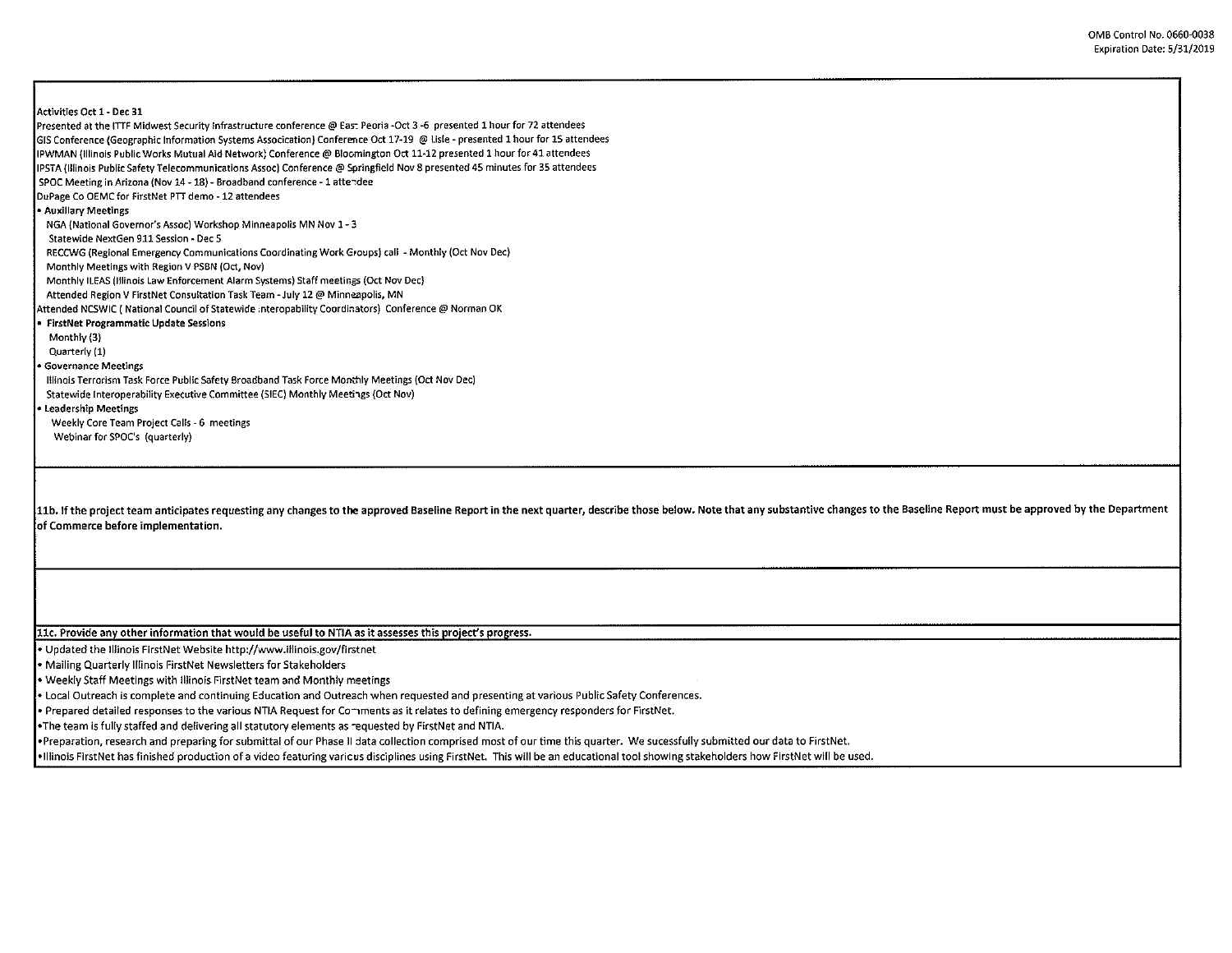Activities Oct 1 - Dec 31

Presented at the ITTF Midwest Security Infrastructure conference @ East Peoria -Oct 3 -6 presented 1 hour for 72 attendees
GIS Conference (Geographic Information Systems Assocication) Conference Oct 17-19 @ Lisle - presented 1 hour for 15 attendees
IPWMAN (Illinois Public Works Mutual Aid Network) Conference @ Bloomington Oct 11-12 presented 1 hour for 41 attendees
IPSTA (Illinois Public Safety Telecommunications Assoc) Conference @ Springfield Nov 8 presented 45 minutes for 35 attendees
SPOC Meeting in Arizona (Nov 14 - 18) - Broadband conference - 1 attendee
DuPage Co OEMC for FirstNet PTT demo - 12 attendees

- **Auxillary Meetings**
  - NGA (National Governor's Assoc) Workshop Minneapolis MN Nov 1 - 3
  - Statewide NextGen 911 Session - Dec 5
  - RECCWG (Regional Emergency Communications Coordinating Work Groups) call - Monthly (Oct Nov Dec)
  - Monthly Meetings with Region V PSBN (Oct, Nov)
  - Monthly ILEAS (Illinois Law Enforcement Alarm Systems) Staff meetings (Oct Nov Dec)
  - Attended Region V FirstNet Consultation Task Team - July 12 @ Minneapolis, MN

Attended NCSWIC ( National Council of Statewide Interopability Coordinators) Conference @ Norman OK

- **FirstNet Programmatic Update Sessions**
  - Monthly (3)
  - Quarterly (1)
- **Governance Meetings**
  - Illinois Terrorism Task Force Public Safety Broadband Task Force Monthly Meetings (Oct Nov Dec)
  - Statewide Interoperability Executive Committee (SIEC) Monthly Meetings (Oct Nov)
- **Leadership Meetings**
  - Weekly Core Team Project Calls - 6 meetings
  - Webinar for SPOC's (quarterly)

**11b. If the project team anticipates requesting any changes to the approved Baseline Report in the next quarter, describe those below. Note that any substantive changes to the Baseline Report must be approved by the Department of Commerce before implementation.**

**11c. Provide any other information that would be useful to NTIA as it assesses this project's progress.**

- Updated the Illinois FirstNet Website http://www.illinois.gov/firstnet
- Mailing Quarterly Illinois FirstNet Newsletters for Stakeholders
- Weekly Staff Meetings with Illinois FirstNet team and Monthly meetings
- Local Outreach is complete and continuing Education and Outreach when requested and presenting at various Public Safety Conferences.
- Prepared detailed responses to the various NTIA Request for Comments as it relates to defining emergency responders for FirstNet.
- The team is fully staffed and delivering all statutory elements as requested by FirstNet and NTIA.
- Preparation, research and preparing for submittal of our Phase II data collection comprised most of our time this quarter. We sucessfully submitted our data to FirstNet.
- Illinois FirstNet has finished production of a video featuring various disciplines using FirstNet. This will be an educational tool showing stakeholders how FirstNet will be used.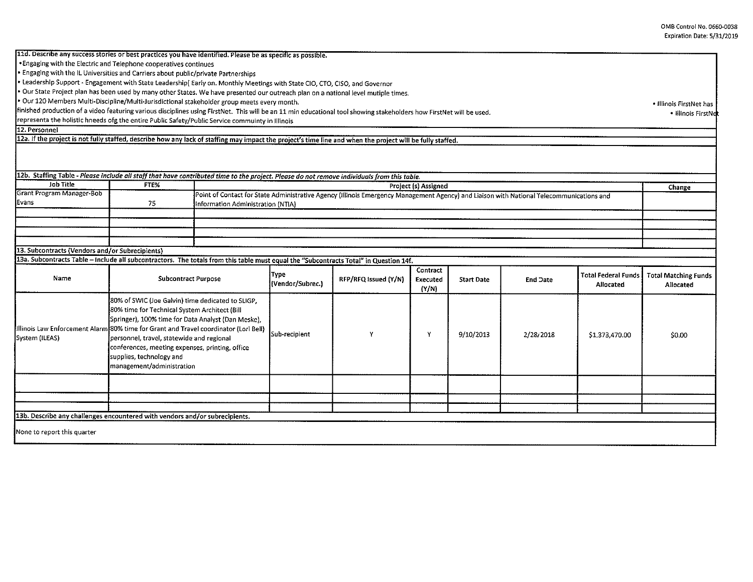OMB Control No. 0660-0038
Expiration Date: 5/31/2019

**11d. Describe any success stories or best practices you have identified. Please be as specific as possible.**

•Engaging with the Electric and Telephone cooperatives continues
• Engaging with the IL Universities and Carriers about public/private Partnerships
• Leadership Support - Engagement with State Leadership[ Early on. Monthly Meetings with State CIO, CTO, CISO, and Governor
• Our State Project plan has been used by many other States. We have presented our outreach plan on a national level mutiple times.
• Our 120 Members Multi-Discipline/Multi-Jurisdictional stakeholder group meets every month. • Illinois FirstNet has finished production of a video featuring various disciplines using FirstNet. This will be an 11 min educational tool showing stakeholders how FirstNet will be used. • Illinois FirstNet representa the holistic hneeds ofg the entire Public Safety/Public Service community in Illinois

**12. Personnel**

**12a. If the project is not fully staffed, describe how any lack of staffing may impact the project's time line and when the project will be fully staffed.**

**12b. Staffing Table** - *Please include all staff that have contributed time to the project. Please do not remove individuals from this table.*

| Job Title | FTE% | Project (s) Assigned | Change |
|---|---|---|---|
| Grant Program Manager-Bob Evans | 75 | Point of Contact for State Administrative Agency (Illinois Emergency Management Agency) and Liaison with National Telecommunications and Information Administration (NTIA) | |
| | | | |
| | | | |
| | | | |
| | | | |

**13. Subcontracts (Vendors and/or Subrecipients)**

**13a. Subcontracts Table – Include all subcontractors. The totals from this table must equal the "Subcontracts Total" in Question 14f.**

| Name | Subcontract Purpose | Type (Vendor/Subrec.) | RFP/RFQ Issued (Y/N) | Contract Executed (Y/N) | Start Date | End Date | Total Federal Funds Allocated | Total Matching Funds Allocated |
|---|---|---|---|---|---|---|---|---|
| Illinois Law Enforcement Alarm System (ILEAS) | 80% of SWIC (Joe Galvin) time dedicated to SLIGP, 80% time for Technical System Architect (Bill Springer), 100% time for Data Analyst (Dan Meske), 80% time for Grant and Travel coordinator (Lori Bell) personnel, travel, statewide and regional conferences, meeting expenses, printing, office supplies, technology and management/administration | Sub-recipient | Y | Y | 9/10/2013 | 2/28/2018 | $1,373,470.00 | $0.00 |
| | | | | | | | | |
| | | | | | | | | |
| | | | | | | | | |

**13b. Describe any challenges encountered with vendors and/or subrecipients.**

None to report this quarter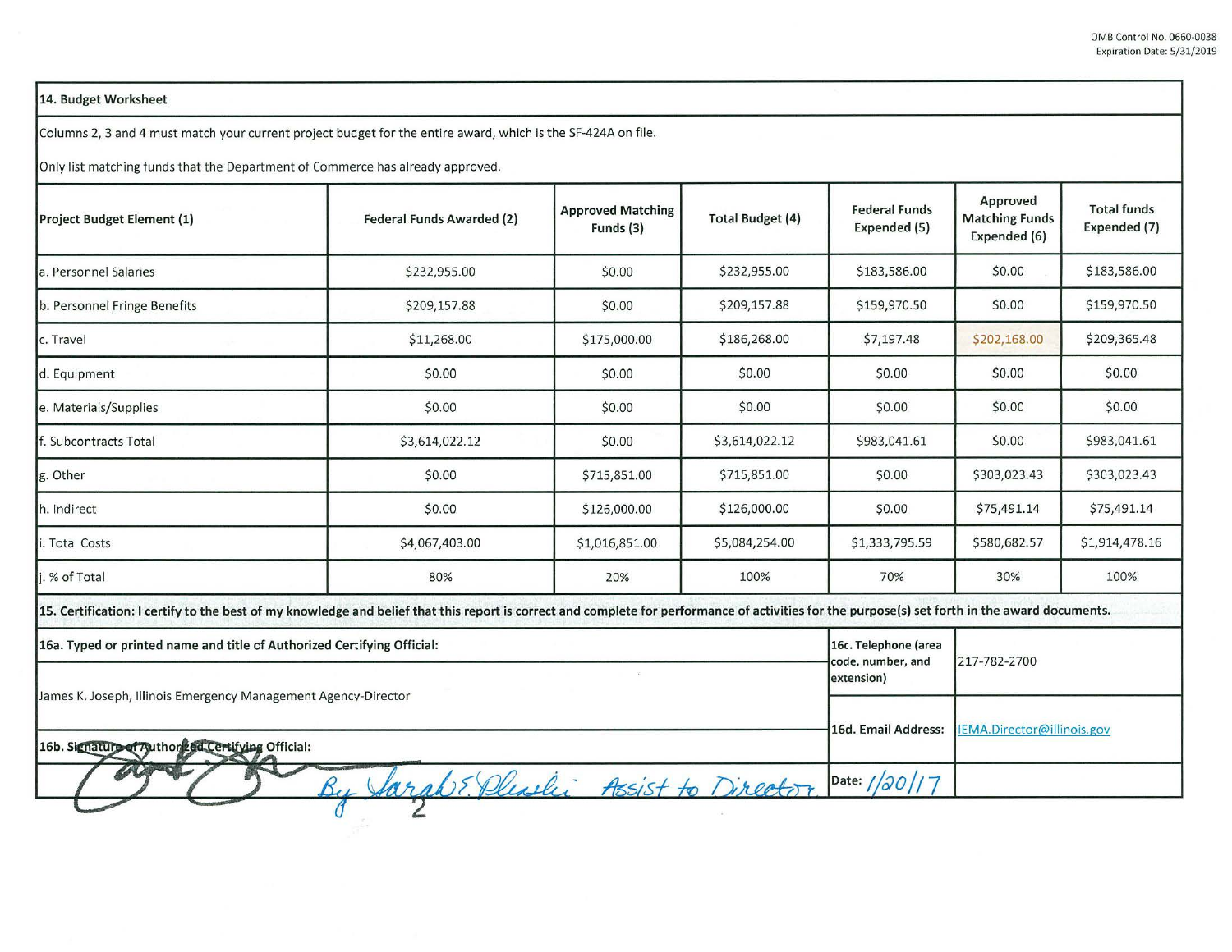OMB Control No. 0660-0038
Expiration Date: 5/31/2019

**14. Budget Worksheet**

Columns 2, 3 and 4 must match your current project budget for the entire award, which is the SF-424A on file.

Only list matching funds that the Department of Commerce has already approved.

| Project Budget Element (1) | Federal Funds Awarded (2) | Approved Matching Funds (3) | Total Budget (4) | Federal Funds Expended (5) | Approved Matching Funds Expended (6) | Total funds Expended (7) |
|---|---|---|---|---|---|---|
| a. Personnel Salaries | $232,955.00 | $0.00 | $232,955.00 | $183,586.00 | $0.00 | $183,586.00 |
| b. Personnel Fringe Benefits | $209,157.88 | $0.00 | $209,157.88 | $159,970.50 | $0.00 | $159,970.50 |
| c. Travel | $11,268.00 | $175,000.00 | $186,268.00 | $7,197.48 | $202,168.00 | $209,365.48 |
| d. Equipment | $0.00 | $0.00 | $0.00 | $0.00 | $0.00 | $0.00 |
| e. Materials/Supplies | $0.00 | $0.00 | $0.00 | $0.00 | $0.00 | $0.00 |
| f. Subcontracts Total | $3,614,022.12 | $0.00 | $3,614,022.12 | $983,041.61 | $0.00 | $983,041.61 |
| g. Other | $0.00 | $715,851.00 | $715,851.00 | $0.00 | $303,023.43 | $303,023.43 |
| h. Indirect | $0.00 | $126,000.00 | $126,000.00 | $0.00 | $75,491.14 | $75,491.14 |
| i. Total Costs | $4,067,403.00 | $1,016,851.00 | $5,084,254.00 | $1,333,795.59 | $580,682.57 | $1,914,478.16 |
| j. % of Total | 80% | 20% | 100% | 70% | 30% | 100% |

**15. Certification: I certify to the best of my knowledge and belief that this report is correct and complete for performance of activities for the purpose(s) set forth in the award documents.**

**16a. Typed or printed name and title of Authorized Certifying Official:**

James K. Joseph, Illinois Emergency Management Agency-Director

**16b. Signature of Authorized Certifying Official:**

By Sarah E. Pleski Assist to Director

**16c. Telephone (area code, number, and extension)** 217-782-2700

**16d. Email Address:** IEMA.Director@illinois.gov

Date: 1/20/17